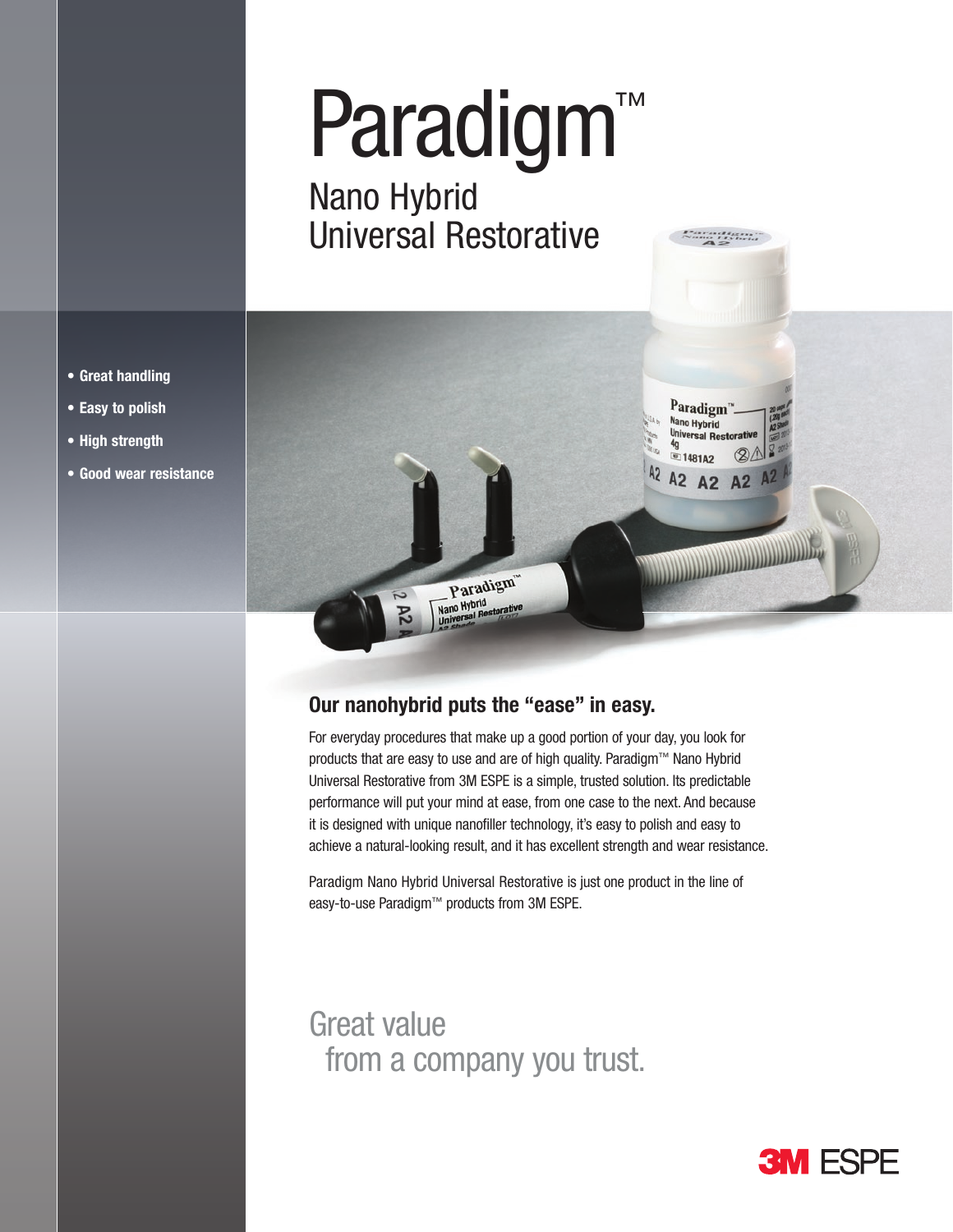# Paradigm™

## Nano Hybrid Universal Restorative

- **Great handling**
- **Easy to polish**
- **High strength**
- **Good wear resistance**

### Our nanohybrid puts the "ease" in easy.

For everyday procedures that make up a good portion of your day, you look for products that are easy to use and are of high quality. Paradigm™ Nano Hybrid Universal Restorative from 3M ESPE is a simple, trusted solution. Its predictable performance will put your mind at ease, from one case to the next. And because it is designed with unique nanofiller technology, it's easy to polish and easy to achieve a natural-looking result, and it has excellent strength and wear resistance.

Paradigm Nano Hybrid Universal Restorative is just one product in the line of easy-to-use Paradigm™ products from 3M ESPE.

Great value
from a company you trust.

3M ESPE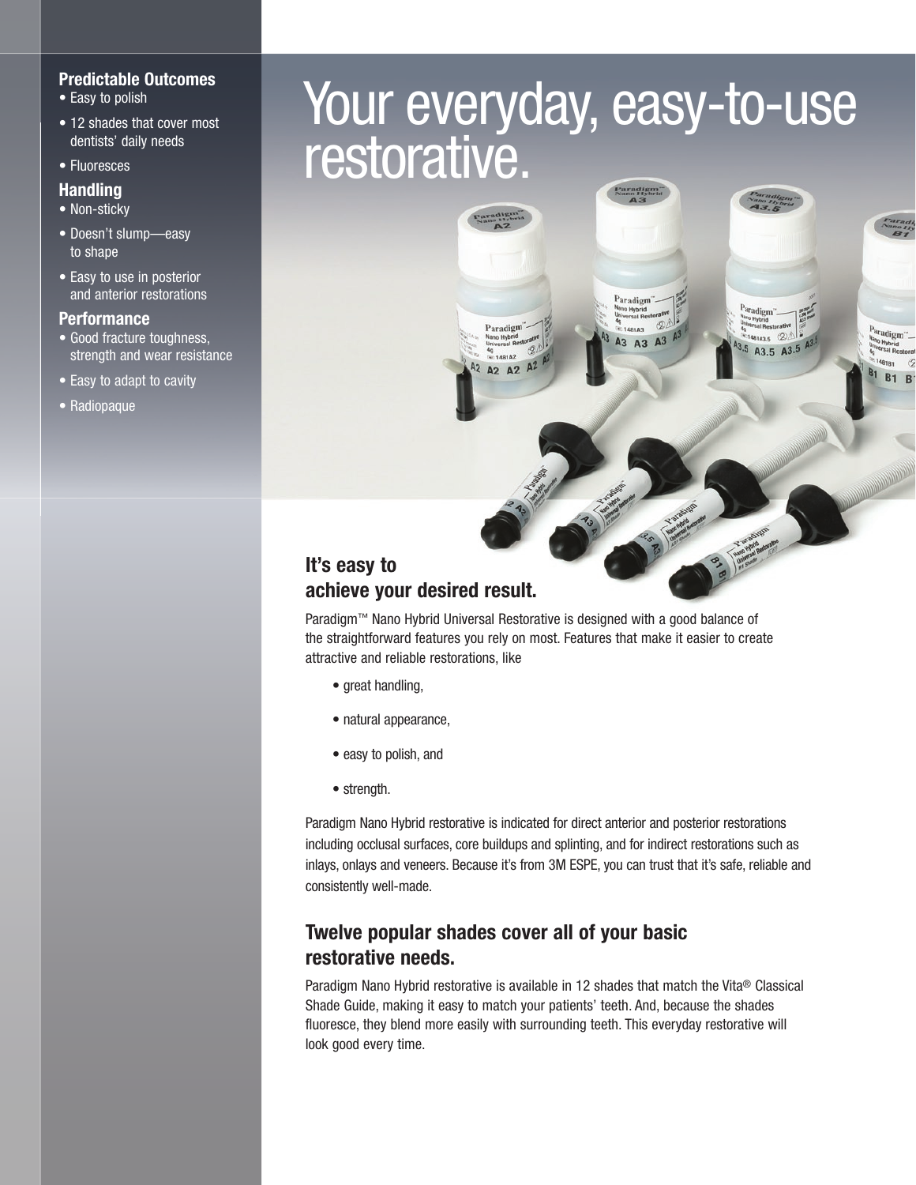# Your everyday, easy-to-use restorative.

### Predictable Outcomes

- Easy to polish
- 12 shades that cover most dentists' daily needs
- Fluoresces

### Handling

- Non-sticky
- Doesn't slump—easy to shape
- Easy to use in posterior and anterior restorations

### Performance

- Good fracture toughness, strength and wear resistance
- Easy to adapt to cavity
- Radiopaque

## It's easy to achieve your desired result.

Paradigm™ Nano Hybrid Universal Restorative is designed with a good balance of the straightforward features you rely on most. Features that make it easier to create attractive and reliable restorations, like

- great handling,
- natural appearance,
- easy to polish, and
- strength.

Paradigm Nano Hybrid restorative is indicated for direct anterior and posterior restorations including occlusal surfaces, core buildups and splinting, and for indirect restorations such as inlays, onlays and veneers. Because it's from 3M ESPE, you can trust that it's safe, reliable and consistently well-made.

## Twelve popular shades cover all of your basic restorative needs.

Paradigm Nano Hybrid restorative is available in 12 shades that match the Vita® Classical Shade Guide, making it easy to match your patients' teeth. And, because the shades fluoresce, they blend more easily with surrounding teeth. This everyday restorative will look good every time.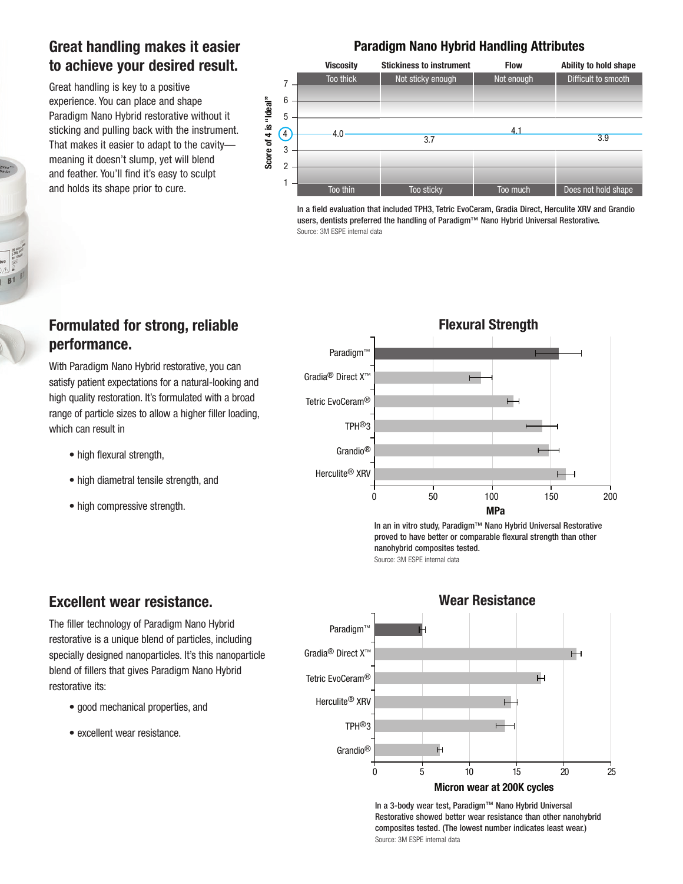## Great handling makes it easier to achieve your desired result.

Great handling is key to a positive experience. You can place and shape Paradigm Nano Hybrid restorative without it sticking and pulling back with the instrument. That makes it easier to adapt to the cavity—meaning it doesn't slump, yet will blend and feather. You'll find it's easy to sculpt and holds its shape prior to cure.

### Paradigm Nano Hybrid Handling Attributes

| Score of 4 is "Ideal" | Viscosity | Stickiness to instrument | Flow | Ability to hold shape |
|---|---|---|---|---|
| 7 | Too thick | Not sticky enough | Not enough | Difficult to smooth |
| Score | 4.0 | 3.7 | 4.1 | 3.9 |
| 1 | Too thin | Too sticky | Too much | Does not hold shape |

In a field evaluation that included TPH3, Tetric EvoCeram, Gradia Direct, Herculite XRV and Grandio users, dentists preferred the handling of Paradigm™ Nano Hybrid Universal Restorative.
Source: 3M ESPE internal data

## Formulated for strong, reliable performance.

With Paradigm Nano Hybrid restorative, you can satisfy patient expectations for a natural-looking and high quality restoration. It's formulated with a broad range of particle sizes to allow a higher filler loading, which can result in

- high flexural strength,
- high diametral tensile strength, and
- high compressive strength.

### Flexural Strength

(Bar chart, MPa, axis 0–200: Paradigm™, Gradia® Direct X™, Tetric EvoCeram®, TPH®3, Grandio®, Herculite® XRV)

In an in vitro study, Paradigm™ Nano Hybrid Universal Restorative proved to have better or comparable flexural strength than other nanohybrid composites tested.
Source: 3M ESPE internal data

## Excellent wear resistance.

The filler technology of Paradigm Nano Hybrid restorative is a unique blend of particles, including specially designed nanoparticles. It's this nanoparticle blend of fillers that gives Paradigm Nano Hybrid restorative its:

- good mechanical properties, and
- excellent wear resistance.

### Wear Resistance

(Bar chart, Micron wear at 200K cycles, axis 0–25: Paradigm™, Gradia® Direct X™, Tetric EvoCeram®, Herculite® XRV, TPH®3, Grandio®)

In a 3-body wear test, Paradigm™ Nano Hybrid Universal Restorative showed better wear resistance than other nanohybrid composites tested. (The lowest number indicates least wear.)
Source: 3M ESPE internal data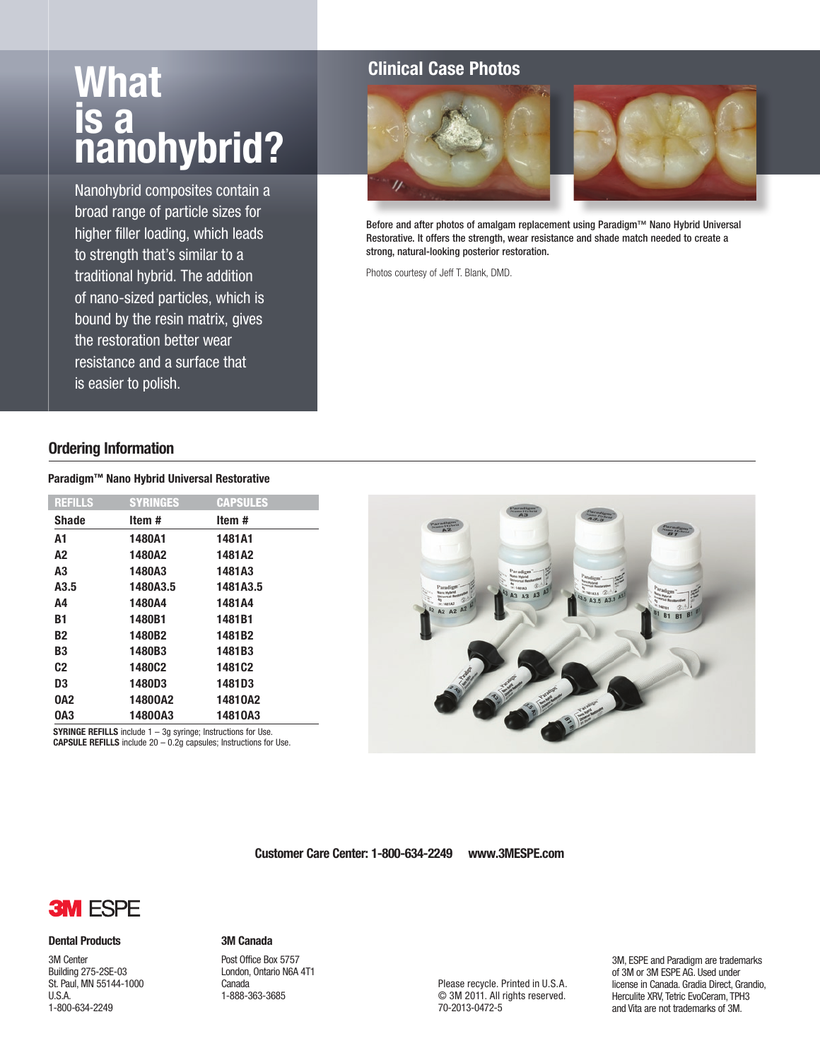# What is a nanohybrid?

Nanohybrid composites contain a broad range of particle sizes for higher filler loading, which leads to strength that's similar to a traditional hybrid. The addition of nano-sized particles, which is bound by the resin matrix, gives the restoration better wear resistance and a surface that is easier to polish.

## Clinical Case Photos

Before and after photos of amalgam replacement using Paradigm™ Nano Hybrid Universal Restorative. It offers the strength, wear resistance and shade match needed to create a strong, natural-looking posterior restoration.

Photos courtesy of Jeff T. Blank, DMD.

## Ordering Information

**Paradigm™ Nano Hybrid Universal Restorative**

| REFILLS | SYRINGES | CAPSULES |
|---|---|---|
| **Shade** | **Item #** | **Item #** |
| A1 | 1480A1 | 1481A1 |
| A2 | 1480A2 | 1481A2 |
| A3 | 1480A3 | 1481A3 |
| A3.5 | 1480A3.5 | 1481A3.5 |
| A4 | 1480A4 | 1481A4 |
| B1 | 1480B1 | 1481B1 |
| B2 | 1480B2 | 1481B2 |
| B3 | 1480B3 | 1481B3 |
| C2 | 1480C2 | 1481C2 |
| D3 | 1480D3 | 1481D3 |
| OA2 | 1480OA2 | 1481OA2 |
| OA3 | 1480OA3 | 1481OA3 |

**SYRINGE REFILLS** include 1 – 3g syringe; Instructions for Use.
**CAPSULE REFILLS** include 20 – 0.2g capsules; Instructions for Use.

**Customer Care Center: 1-800-634-2249 www.3MESPE.com**

3M ESPE

**Dental Products**

3M Center
Building 275-2SE-03
St. Paul, MN 55144-1000
U.S.A.
1-800-634-2249

**3M Canada**

Post Office Box 5757
London, Ontario N6A 4T1
Canada
1-888-363-3685

Please recycle. Printed in U.S.A.
© 3M 2011. All rights reserved.
70-2013-0472-5

3M, ESPE and Paradigm are trademarks of 3M or 3M ESPE AG. Used under license in Canada. Gradia Direct, Grandio, Herculite XRV, Tetric EvoCeram, TPH3 and Vita are not trademarks of 3M.